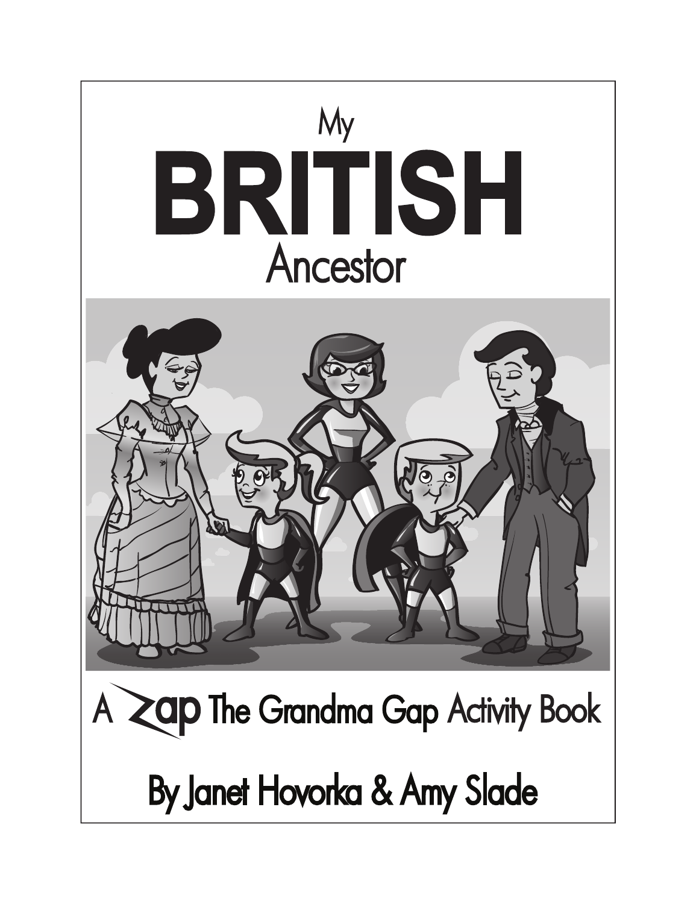# My BRITISH Ancestor

A Zap The Grandma Gap Activity Book

By Janet Hovorka & Amy Slade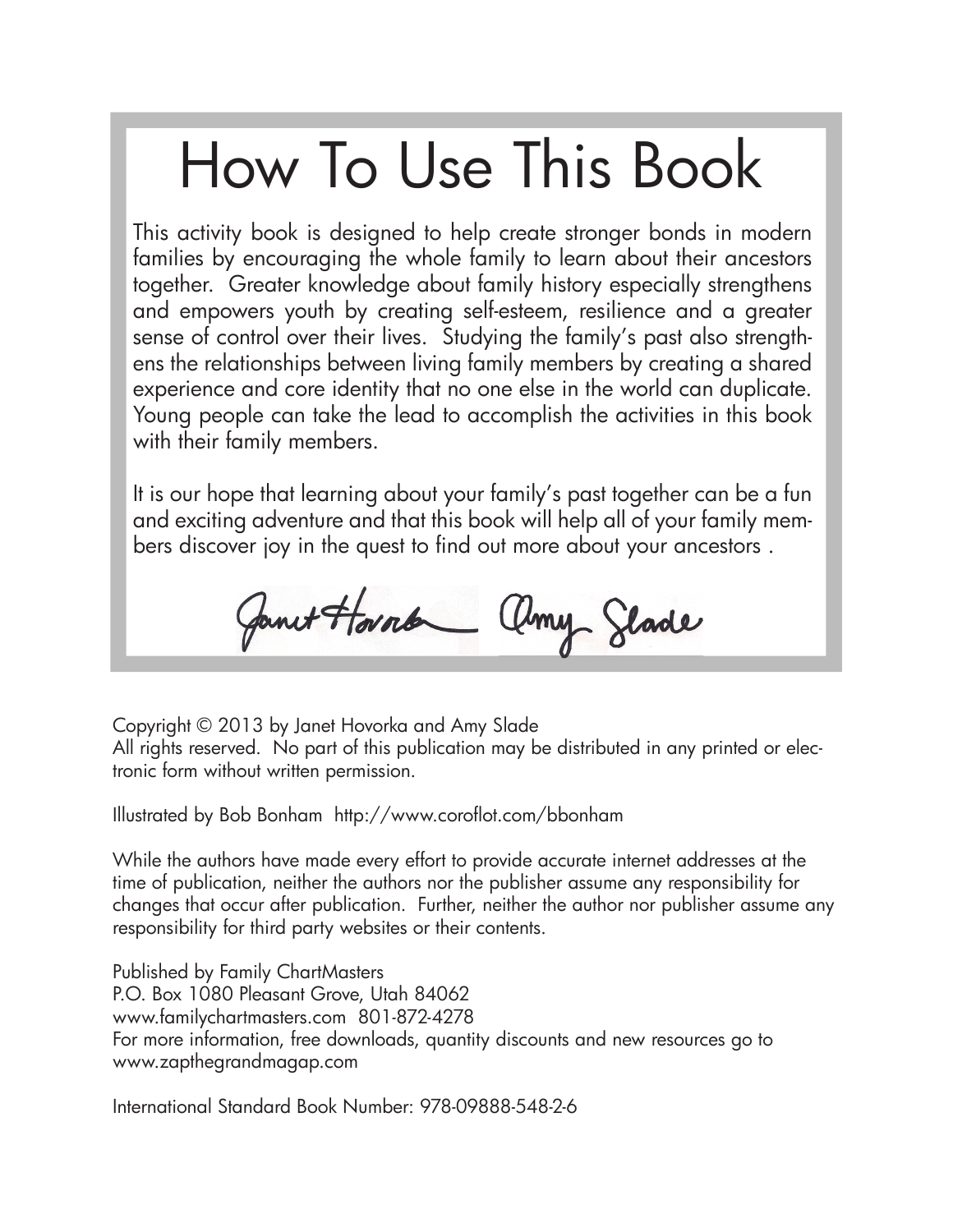# How To Use This Book

This activity book is designed to help create stronger bonds in modern families by encouraging the whole family to learn about their ancestors together. Greater knowledge about family history especially strengthens and empowers youth by creating self-esteem, resilience and a greater sense of control over their lives. Studying the family's past also strengthens the relationships between living family members by creating a shared experience and core identity that no one else in the world can duplicate. Young people can take the lead to accomplish the activities in this book with their family members.

It is our hope that learning about your family's past together can be a fun and exciting adventure and that this book will help all of your family members discover joy in the quest to find out more about your ancestors .

Janet Hovorka Amy Slade

Copyright © 2013 by Janet Hovorka and Amy Slade
All rights reserved. No part of this publication may be distributed in any printed or electronic form without written permission.

Illustrated by Bob Bonham http://www.coroflot.com/bbonham

While the authors have made every effort to provide accurate internet addresses at the time of publication, neither the authors nor the publisher assume any responsibility for changes that occur after publication. Further, neither the author nor publisher assume any responsibility for third party websites or their contents.

Published by Family ChartMasters
P.O. Box 1080 Pleasant Grove, Utah 84062
www.familychartmasters.com 801-872-4278
For more information, free downloads, quantity discounts and new resources go to www.zapthegrandmagap.com

International Standard Book Number: 978-09888-548-2-6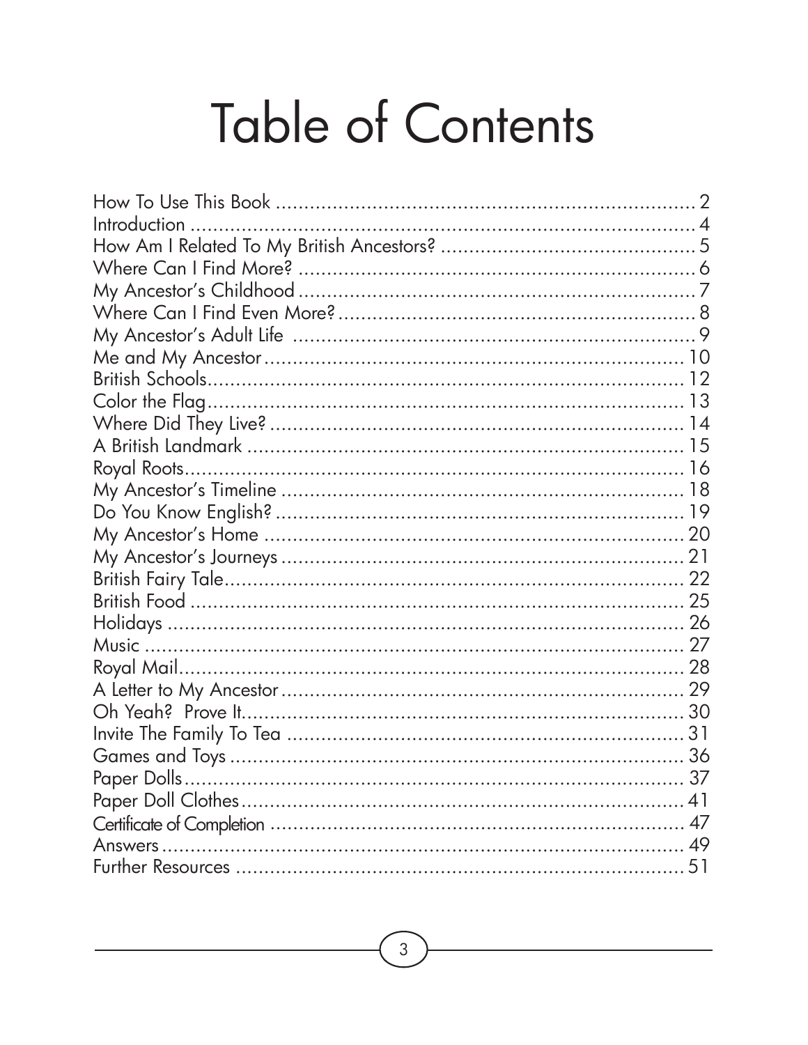# Table of Contents

| | |
|---|---|
| How To Use This Book | 2 |
| Introduction | 4 |
| How Am I Related To My British Ancestors? | 5 |
| Where Can I Find More? | 6 |
| My Ancestor's Childhood | 7 |
| Where Can I Find Even More? | 8 |
| My Ancestor's Adult Life | 9 |
| Me and My Ancestor | 10 |
| British Schools | 12 |
| Color the Flag | 13 |
| Where Did They Live? | 14 |
| A British Landmark | 15 |
| Royal Roots | 16 |
| My Ancestor's Timeline | 18 |
| Do You Know English? | 19 |
| My Ancestor's Home | 20 |
| My Ancestor's Journeys | 21 |
| British Fairy Tale | 22 |
| British Food | 25 |
| Holidays | 26 |
| Music | 27 |
| Royal Mail | 28 |
| A Letter to My Ancestor | 29 |
| Oh Yeah? Prove It. | 30 |
| Invite The Family To Tea | 31 |
| Games and Toys | 36 |
| Paper Dolls | 37 |
| Paper Doll Clothes | 41 |
| Certificate of Completion | 47 |
| Answers | 49 |
| Further Resources | 51 |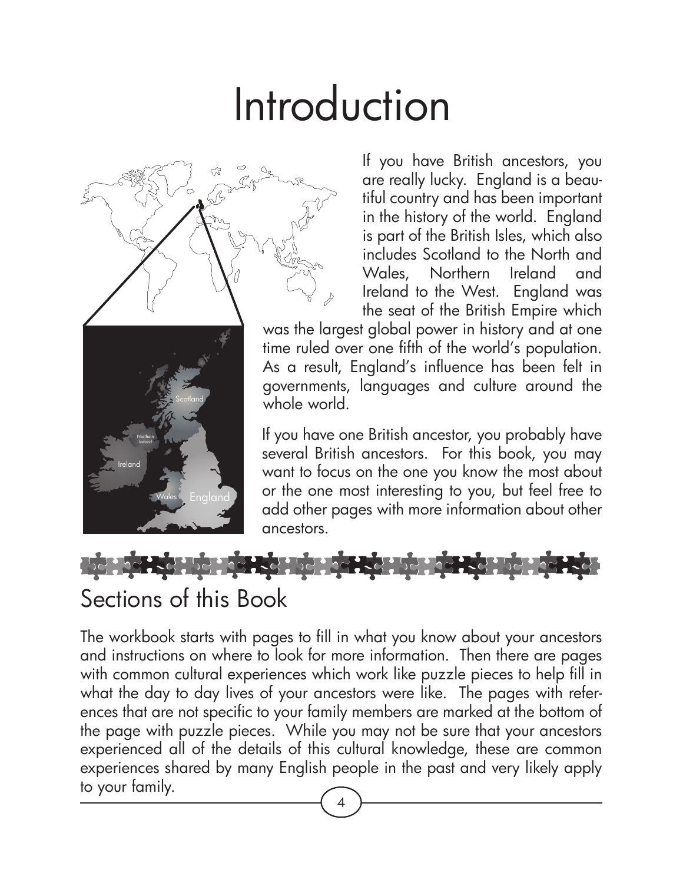# Introduction

If you have British ancestors, you are really lucky. England is a beautiful country and has been important in the history of the world. England is part of the British Isles, which also includes Scotland to the North and Wales, Northern Ireland and Ireland to the West. England was the seat of the British Empire which was the largest global power in history and at one time ruled over one fifth of the world's population. As a result, England's influence has been felt in governments, languages and culture around the whole world.

If you have one British ancestor, you probably have several British ancestors. For this book, you may want to focus on the one you know the most about or the one most interesting to you, but feel free to add other pages with more information about other ancestors.

## Sections of this Book

The workbook starts with pages to fill in what you know about your ancestors and instructions on where to look for more information. Then there are pages with common cultural experiences which work like puzzle pieces to help fill in what the day to day lives of your ancestors were like. The pages with references that are not specific to your family members are marked at the bottom of the page with puzzle pieces. While you may not be sure that your ancestors experienced all of the details of this cultural knowledge, these are common experiences shared by many English people in the past and very likely apply to your family.